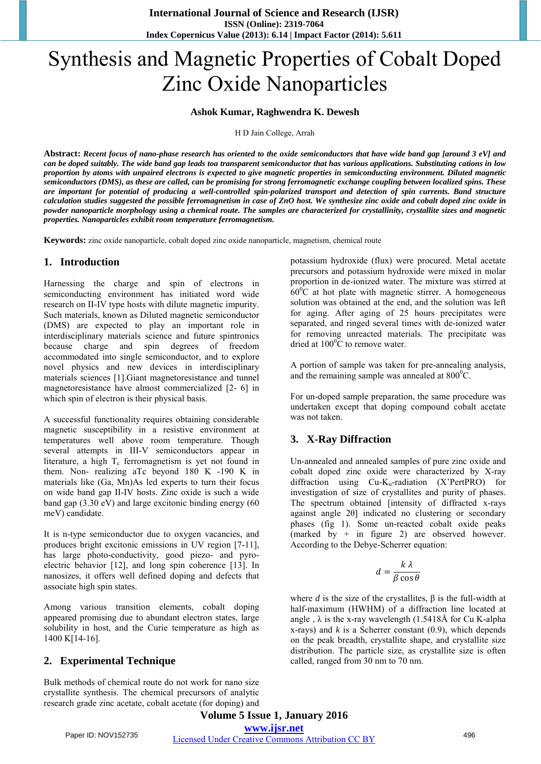# Synthesis and Magnetic Properties of Cobalt Doped Zinc Oxide Nanoparticles

**Ashok Kumar, Raghwendra K. Dewesh**

H D Jain College, Arrah

**Abstract:** ***Recent focus of nano-phase research has oriented to the oxide semiconductors that have wide band gap [around 3 eV] and can be doped suitably. The wide band gap leads toa transparent semiconductor that has various applications. Substituting cations in low proportion by atoms with unpaired electrons is expected to give magnetic properties in semiconducting environment. Diluted magnetic semiconductors (DMS), as these are called, can be promising for strong ferromagnetic exchange coupling between localized spins. These are important for potential of producing a well-controlled spin-polarized transport and detection of spin currents. Band structure calculation studies suggested the possible ferromagnetism in case of ZnO host. We synthesize zinc oxide and cobalt doped zinc oxide in powder nanoparticle morphology using a chemical route. The samples are characterized for crystallinity, crystallite sizes and magnetic properties. Nanoparticles exhibit room temperature ferromagnetism.***

**Keywords:** zinc oxide nanoparticle, cobalt doped zinc oxide nanoparticle, magnetism, chemical route

## 1. Introduction

Harnessing the charge and spin of electrons in semiconducting environment has initiated word wide research on II-IV type hosts with dilute magnetic impurity. Such materials, known as Diluted magnetic semiconductor (DMS) are expected to play an important role in interdisciplinary materials science and future spintronics because charge and spin degrees of freedom accommodated into single semiconductor, and to explore novel physics and new devices in interdisciplinary materials sciences [1].Giant magnetoresistance and tunnel magnetoresistance have almost commercialized [2- 6] in which spin of electron is their physical basis.

A successful functionality requires obtaining considerable magnetic susceptibility in a resistive environment at temperatures well above room temperature. Though several attempts in III-V semiconductors appear in literature, a high $T_c$ ferromagnetism is yet not found in them. Non- realizing aTc beyond 180 K -190 K in materials like (Ga, Mn)As led experts to turn their focus on wide band gap II-IV hosts. Zinc oxide is such a wide band gap (3.30 eV) and large excitonic binding energy (60 meV) candidate.

It is n-type semiconductor due to oxygen vacancies, and produces bright excitonic emissions in UV region [7-11], has large photo-conductivity, good piezo- and pyro-electric behavior [12], and long spin coherence [13]. In nanosizes, it offers well defined doping and defects that associate high spin states.

Among various transition elements, cobalt doping appeared promising due to abundant electron states, large solubility in host, and the Curie temperature as high as 1400 K[14-16].

## 2. Experimental Technique

Bulk methods of chemical route do not work for nano size crystallite synthesis. The chemical precursors of analytic research grade zinc acetate, cobalt acetate (for doping) and potassium hydroxide (flux) were procured. Metal acetate precursors and potassium hydroxide were mixed in molar proportion in de-ionized water. The mixture was stirred at $60^0$C at hot plate with magnetic stirrer. A homogeneous solution was obtained at the end, and the solution was left for aging. After aging of 25 hours precipitates were separated, and ringed several times with de-ionized water for removing unreacted materials. The precipitate was dried at $100^0$C to remove water.

A portion of sample was taken for pre-annealing analysis, and the remaining sample was annealed at $800^0$C.

For un-doped sample preparation, the same procedure was undertaken except that doping compound cobalt acetate was not taken.

## 3. X-Ray Diffraction

Un-annealed and annealed samples of pure zinc oxide and cobalt doped zinc oxide were characterized by X-ray diffraction using Cu-$K_\alpha$-radiation (X'PertPRO) for investigation of size of crystallites and purity of phases. The spectrum obtained [intensity of diffracted x-rays against angle 2θ] indicated no clustering or secondary phases (fig 1). Some un-reacted cobalt oxide peaks (marked by + in figure 2) are observed however. According to the Debye-Scherrer equation:

$$d = \frac{k\,\lambda}{\beta \cos\theta}$$

where $d$ is the size of the crystallites, β is the full-width at half-maximum (HWHM) of a diffraction line located at angle , λ is the x-ray wavelength (1.5418Å for Cu K-alpha x-rays) and $k$ is a Scherrer constant (0.9), which depends on the peak breadth, crystallite shape, and crystallite size distribution. The particle size, as crystallite size is often called, ranged from 30 nm to 70 nm.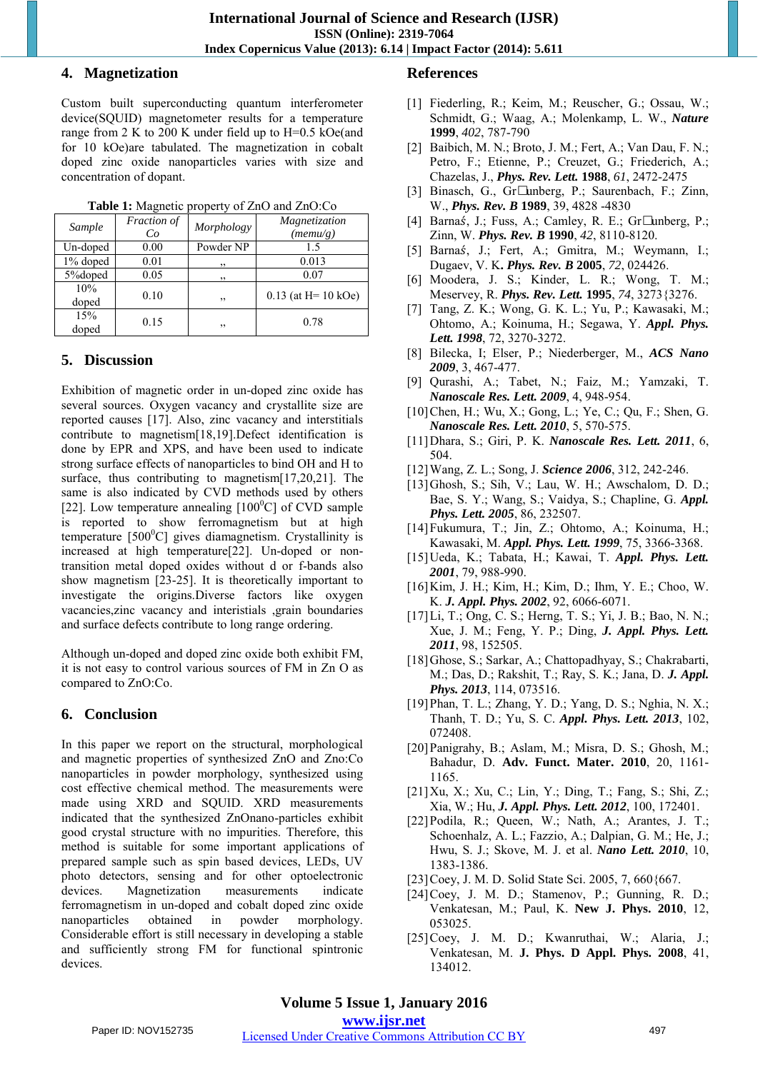## 4. Magnetization

Custom built superconducting quantum interferometer device(SQUID) magnetometer results for a temperature range from 2 K to 200 K under field up to H=0.5 kOe(and for 10 kOe)are tabulated. The magnetization in cobalt doped zinc oxide nanoparticles varies with size and concentration of dopant.

**Table 1:** Magnetic property of ZnO and ZnO:Co

| *Sample* | *Fraction of Co* | *Morphology* | *Magnetization (memu/g)* |
|---|---|---|---|
| Un-doped | 0.00 | Powder NP | 1.5 |
| 1% doped | 0.01 | ,, | 0.013 |
| 5%doped | 0.05 | ,, | 0.07 |
| 10% doped | 0.10 | ,, | 0.13 (at H= 10 kOe) |
| 15% doped | 0.15 | ,, | 0.78 |

## 5. Discussion

Exhibition of magnetic order in un-doped zinc oxide has several sources. Oxygen vacancy and crystallite size are reported causes [17]. Also, zinc vacancy and interstitials contribute to magnetism[18,19].Defect identification is done by EPR and XPS, and have been used to indicate strong surface effects of nanoparticles to bind OH and H to surface, thus contributing to magnetism[17,20,21]. The same is also indicated by CVD methods used by others [22]. Low temperature annealing [$100^0$C] of CVD sample is reported to show ferromagnetism but at high temperature [$500^0$C] gives diamagnetism. Crystallinity is increased at high temperature[22]. Un-doped or non-transition metal doped oxides without d or f-bands also show magnetism [23-25]. It is theoretically important to investigate the origins.Diverse factors like oxygen vacancies,zinc vacancy and interistials ,grain boundaries and surface defects contribute to long range ordering.

Although un-doped and doped zinc oxide both exhibit FM, it is not easy to control various sources of FM in Zn O as compared to ZnO:Co.

## 6. Conclusion

In this paper we report on the structural, morphological and magnetic properties of synthesized ZnO and Zno:Co nanoparticles in powder morphology, synthesized using cost effective chemical method. The measurements were made using XRD and SQUID. XRD measurements indicated that the synthesized ZnOnano-particles exhibit good crystal structure with no impurities. Therefore, this method is suitable for some important applications of prepared sample such as spin based devices, LEDs, UV photo detectors, sensing and for other optoelectronic devices. Magnetization measurements indicate ferromagnetism in un-doped and cobalt doped zinc oxide nanoparticles obtained in powder morphology. Considerable effort is still necessary in developing a stable and sufficiently strong FM for functional spintronic devices.

## References

[1] Fiederling, R.; Keim, M.; Reuscher, G.; Ossau, W.; Schmidt, G.; Waag, A.; Molenkamp, L. W., ***Nature*** **1999**, *402*, 787-790

[2] Baibich, M. N.; Broto, J. M.; Fert, A.; Van Dau, F. N.; Petro, F.; Etienne, P.; Creuzet, G.; Friederich, A.; Chazelas, J., ***Phys. Rev. Lett.*** **1988**, *61*, 2472-2475

[3] Binasch, G., Gr□unberg, P.; Saurenbach, F.; Zinn, W., ***Phys. Rev. B*** **1989**, 39, 4828 -4830

[4] Barnaś, J.; Fuss, A.; Camley, R. E.; Gr□unberg, P.; Zinn, W. **Phys. Rev. B 1990**, *42*, 8110-8120.

[5] Barnaś, J.; Fert, A.; Gmitra, M.; Weymann, I.; Dugaev, V. K. ***Phys. Rev. B*** **2005**, *72*, 024426.

[6] Moodera, J. S.; Kinder, L. R.; Wong, T. M.; Meservey, R. ***Phys. Rev. Lett.*** **1995**, *74*, 3273{3276.

[7] Tang, Z. K.; Wong, G. K. L.; Yu, P.; Kawasaki, M.; Ohtomo, A.; Koinuma, H.; Segawa, Y. ***Appl. Phys. Lett. 1998***, 72, 3270-3272.

[8] Bilecka, I; Elser, P.; Niederberger, M., ***ACS Nano 2009***, 3, 467-477.

[9] Qurashi, A.; Tabet, N.; Faiz, M.; Yamzaki, T. ***Nanoscale Res. Lett. 2009***, 4, 948-954.

[10] Chen, H.; Wu, X.; Gong, L.; Ye, C.; Qu, F.; Shen, G. ***Nanoscale Res. Lett. 2010***, 5, 570-575.

[11] Dhara, S.; Giri, P. K. ***Nanoscale Res. Lett. 2011***, 6, 504.

[12] Wang, Z. L.; Song, J. ***Science 2006***, 312, 242-246.

[13] Ghosh, S.; Sih, V.; Lau, W. H.; Awschalom, D. D.; Bae, S. Y.; Wang, S.; Vaidya, S.; Chapline, G. ***Appl. Phys. Lett. 2005***, 86, 232507.

[14] Fukumura, T.; Jin, Z.; Ohtomo, A.; Koinuma, H.; Kawasaki, M. ***Appl. Phys. Lett. 1999***, 75, 3366-3368.

[15] Ueda, K.; Tabata, H.; Kawai, T. ***Appl. Phys. Lett. 2001***, 79, 988-990.

[16] Kim, J. H.; Kim, H.; Kim, D.; Ihm, Y. E.; Choo, W. K. ***J. Appl. Phys. 2002***, 92, 6066-6071.

[17] Li, T.; Ong, C. S.; Herng, T. S.; Yi, J. B.; Bao, N. N.; Xue, J. M.; Feng, Y. P.; Ding, ***J. Appl. Phys. Lett. 2011***, 98, 152505.

[18] Ghose, S.; Sarkar, A.; Chattopadhyay, S.; Chakrabarti, M.; Das, D.; Rakshit, T.; Ray, S. K.; Jana, D. ***J. Appl. Phys. 2013***, 114, 073516.

[19] Phan, T. L.; Zhang, Y. D.; Yang, D. S.; Nghia, N. X.; Thanh, T. D.; Yu, S. C. ***Appl. Phys. Lett. 2013***, 102, 072408.

[20] Panigrahy, B.; Aslam, M.; Misra, D. S.; Ghosh, M.; Bahadur, D. **Adv. Funct. Mater. 2010**, 20, 1161-1165.

[21] Xu, X.; Xu, C.; Lin, Y.; Ding, T.; Fang, S.; Shi, Z.; Xia, W.; Hu, ***J. Appl. Phys. Lett. 2012***, 100, 172401.

[22] Podila, R.; Queen, W.; Nath, A.; Arantes, J. T.; Schoenhalz, A. L.; Fazzio, A.; Dalpian, G. M.; He, J.; Hwu, S. J.; Skove, M. J. et al. ***Nano Lett. 2010***, 10, 1383-1386.

[23] Coey, J. M. D. Solid State Sci. 2005, 7, 660{667.

[24] Coey, J. M. D.; Stamenov, P.; Gunning, R. D.; Venkatesan, M.; Paul, K. **New J. Phys. 2010**, 12, 053025.

[25] Coey, J. M. D.; Kwanruthai, W.; Alaria, J.; Venkatesan, M. **J. Phys. D Appl. Phys. 2008**, 41, 134012.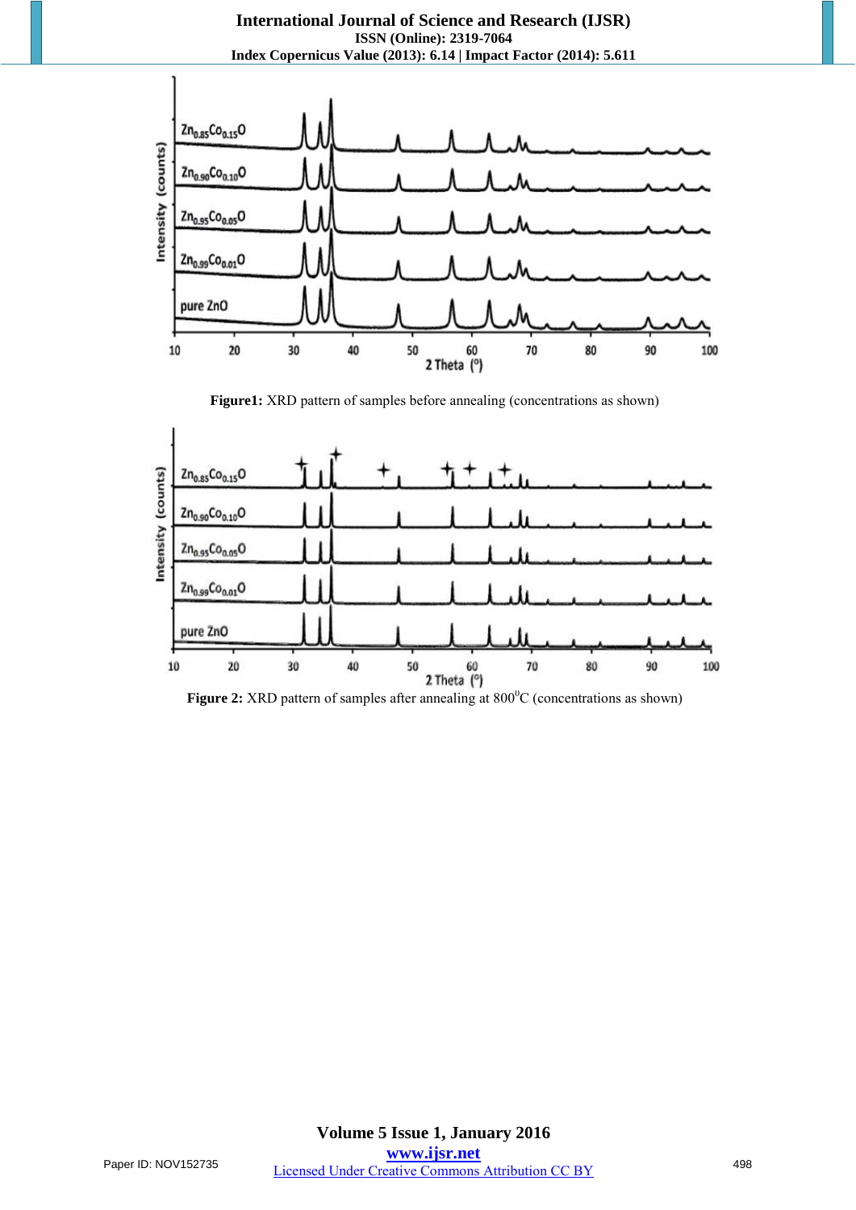Intensity (counts)

$Zn_{0.85}Co_{0.15}O$

$Zn_{0.90}Co_{0.10}O$

$Zn_{0.95}Co_{0.05}O$

$Zn_{0.99}Co_{0.01}O$

pure ZnO

10 20 30 40 50 60 70 80 90 100

2 Theta (°)

**Figure1:** XRD pattern of samples before annealing (concentrations as shown)

Intensity (counts)

$Zn_{0.85}Co_{0.15}O$

$Zn_{0.90}Co_{0.10}O$

$Zn_{0.95}Co_{0.05}O$

$Zn_{0.99}Co_{0.01}O$

pure ZnO

10 20 30 40 50 60 70 80 90 100

2 Theta (°)

**Figure 2:** XRD pattern of samples after annealing at $800^0$C (concentrations as shown)